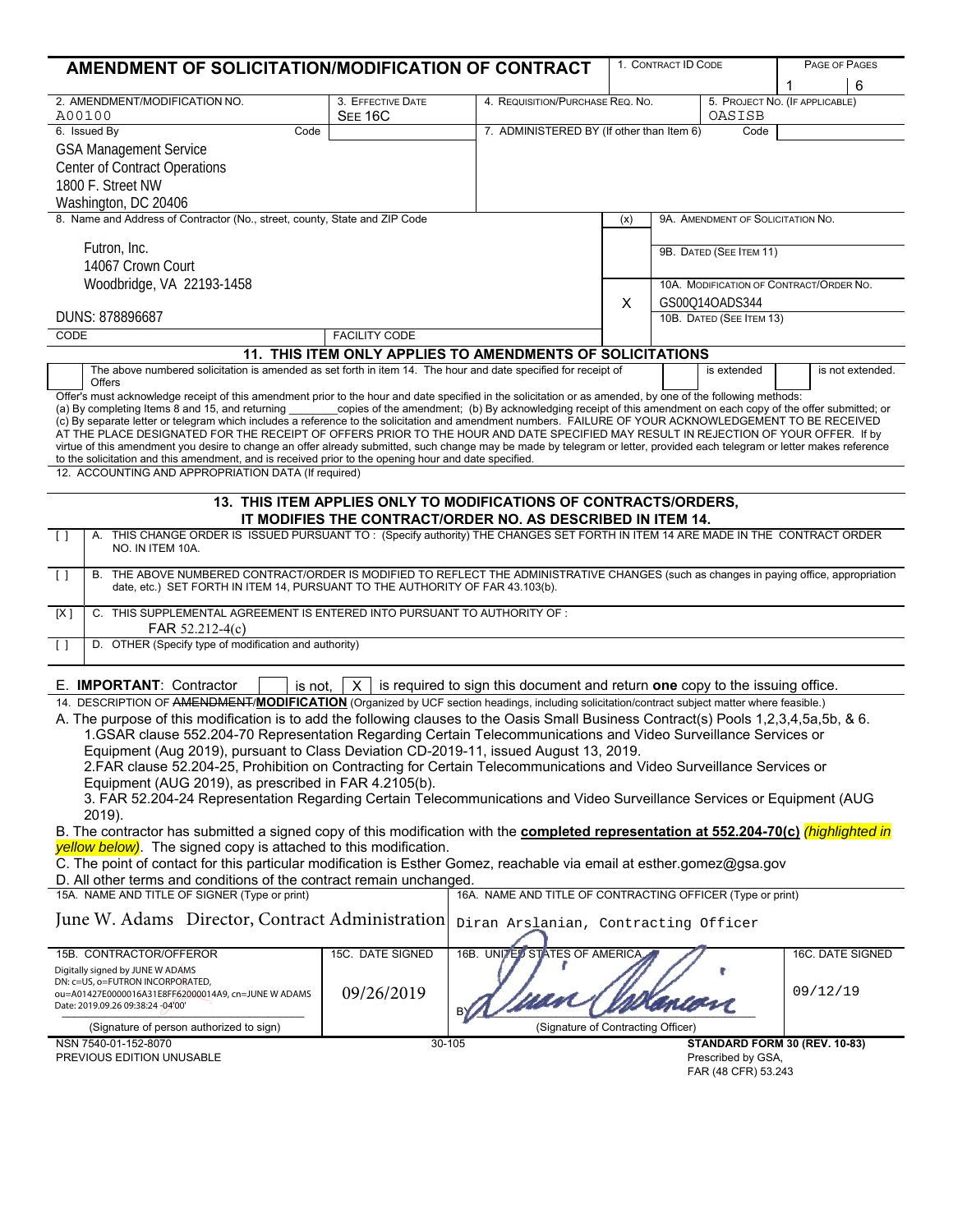# AMENDMENT OF SOLICITATION/MODIFICATION OF CONTRACT

| 1. CONTRACT ID CODE | PAGE OF PAGES |
|---|---|
| | 1 / 6 |

| 2. AMENDMENT/MODIFICATION NO. | 3. EFFECTIVE DATE | 4. REQUISITION/PURCHASE REQ. NO. | 5. PROJECT NO. (IF APPLICABLE) |
|---|---|---|---|
| A00100 | SEE 16C | | OASISB |

**6. Issued By** Code

GSA Management Service
Center of Contract Operations
1800 F. Street NW
Washington, DC 20406

**7. ADMINISTERED BY (If other than Item 6)** Code

**8. Name and Address of Contractor (No., street, county, State and ZIP Code**

Futron, Inc.
14067 Crown Court
Woodbridge, VA 22193-1458

DUNS: 878896687

CODE | FACILITY CODE

| (x) | |
|---|---|
| | 9A. AMENDMENT OF SOLICITATION NO. |
| | 9B. DATED (SEE ITEM 11) |
| X | 10A. MODIFICATION OF CONTRACT/ORDER NO. GS00Q14OADS344 |
| | 10B. DATED (SEE ITEM 13) |

## 11. THIS ITEM ONLY APPLIES TO AMENDMENTS OF SOLICITATIONS

[ ] The above numbered solicitation is amended as set forth in item 14. The hour and date specified for receipt of Offers [ ] is extended [ ] is not extended.

Offer's must acknowledge receipt of this amendment prior to the hour and date specified in the solicitation or as amended, by one of the following methods: (a) By completing Items 8 and 15, and returning ________copies of the amendment; (b) By acknowledging receipt of this amendment on each copy of the offer submitted; or (c) By separate letter or telegram which includes a reference to the solicitation and amendment numbers. FAILURE OF YOUR ACKNOWLEDGEMENT TO BE RECEIVED AT THE PLACE DESIGNATED FOR THE RECEIPT OF OFFERS PRIOR TO THE HOUR AND DATE SPECIFIED MAY RESULT IN REJECTION OF YOUR OFFER. If by virtue of this amendment you desire to change an offer already submitted, such change may be made by telegram or letter, provided each telegram or letter makes reference to the solicitation and this amendment, and is received prior to the opening hour and date specified.

12. ACCOUNTING AND APPROPRIATION DATA (If required)

## 13. THIS ITEM APPLIES ONLY TO MODIFICATIONS OF CONTRACTS/ORDERS, IT MODIFIES THE CONTRACT/ORDER NO. AS DESCRIBED IN ITEM 14.

[ ] A. THIS CHANGE ORDER IS ISSUED PURSUANT TO : (Specify authority) THE CHANGES SET FORTH IN ITEM 14 ARE MADE IN THE CONTRACT ORDER NO. IN ITEM 10A.

[ ] B. THE ABOVE NUMBERED CONTRACT/ORDER IS MODIFIED TO REFLECT THE ADMINISTRATIVE CHANGES (such as changes in paying office, appropriation date, etc.) SET FORTH IN ITEM 14, PURSUANT TO THE AUTHORITY OF FAR 43.103(b).

[X] C. THIS SUPPLEMENTAL AGREEMENT IS ENTERED INTO PURSUANT TO AUTHORITY OF : FAR 52.212-4(c)

[ ] D. OTHER (Specify type of modification and authority)

E. **IMPORTANT**: Contractor [ ] is not, [X] is required to sign this document and return **one** copy to the issuing office.

14. DESCRIPTION OF ~~AMENDMENT~~/**MODIFICATION** (Organized by UCF section headings, including solicitation/contract subject matter where feasible.)

A. The purpose of this modification is to add the following clauses to the Oasis Small Business Contract(s) Pools 1,2,3,4,5a,5b, & 6.

1.GSAR clause 552.204-70 Representation Regarding Certain Telecommunications and Video Surveillance Services or Equipment (Aug 2019), pursuant to Class Deviation CD-2019-11, issued August 13, 2019.

2.FAR clause 52.204-25, Prohibition on Contracting for Certain Telecommunications and Video Surveillance Services or Equipment (AUG 2019), as prescribed in FAR 4.2105(b).

3. FAR 52.204-24 Representation Regarding Certain Telecommunications and Video Surveillance Services or Equipment (AUG 2019).

B. The contractor has submitted a signed copy of this modification with the **completed representation at 552.204-70(c)** *(highlighted in yellow below)*. The signed copy is attached to this modification.

C. The point of contact for this particular modification is Esther Gomez, reachable via email at esther.gomez@gsa.gov

D. All other terms and conditions of the contract remain unchanged.

| 15A. NAME AND TITLE OF SIGNER (Type or print) | | 16A. NAME AND TITLE OF CONTRACTING OFFICER (Type or print) | |
|---|---|---|---|
| June W. Adams Director, Contract Administration | | Diran Arslanian, Contracting Officer | |
| 15B. CONTRACTOR/OFFEROR | 15C. DATE SIGNED | 16B. UNITED STATES OF AMERICA | 16C. DATE SIGNED |
| Digitally signed by JUNE W ADAMS DN: c=US, o=FUTRON INCORPORATED, ou=A01427E0000016A31E8FF62000014A9, cn=JUNE W ADAMS Date: 2019.09.26 09:38:24 -04'00' | 09/26/2019 | BY Diran Arslanian | 09/12/19 |
| (Signature of person authorized to sign) | | (Signature of Contracting Officer) | |

NSN 7540-01-152-8070
PREVIOUS EDITION UNUSABLE
30-105
**STANDARD FORM 30 (REV. 10-83)**
Prescribed by GSA,
FAR (48 CFR) 53.243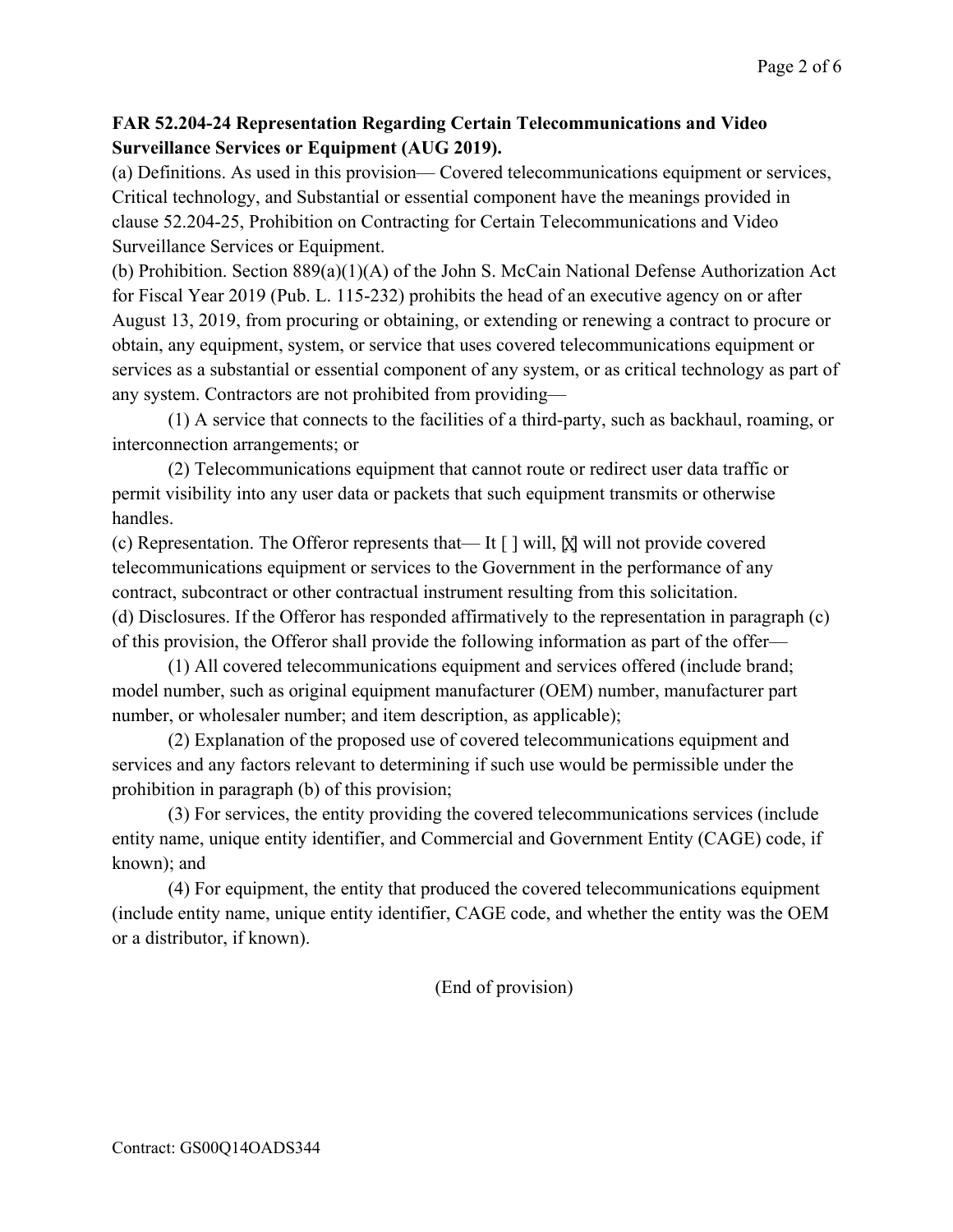**FAR 52.204-24 Representation Regarding Certain Telecommunications and Video Surveillance Services or Equipment (AUG 2019).**

(a) Definitions. As used in this provision— Covered telecommunications equipment or services, Critical technology, and Substantial or essential component have the meanings provided in clause 52.204-25, Prohibition on Contracting for Certain Telecommunications and Video Surveillance Services or Equipment.

(b) Prohibition. Section 889(a)(1)(A) of the John S. McCain National Defense Authorization Act for Fiscal Year 2019 (Pub. L. 115-232) prohibits the head of an executive agency on or after August 13, 2019, from procuring or obtaining, or extending or renewing a contract to procure or obtain, any equipment, system, or service that uses covered telecommunications equipment or services as a substantial or essential component of any system, or as critical technology as part of any system. Contractors are not prohibited from providing—

(1) A service that connects to the facilities of a third-party, such as backhaul, roaming, or interconnection arrangements; or

(2) Telecommunications equipment that cannot route or redirect user data traffic or permit visibility into any user data or packets that such equipment transmits or otherwise handles.

(c) Representation. The Offeror represents that— It [ ] will, [X] will not provide covered telecommunications equipment or services to the Government in the performance of any contract, subcontract or other contractual instrument resulting from this solicitation.

(d) Disclosures. If the Offeror has responded affirmatively to the representation in paragraph (c) of this provision, the Offeror shall provide the following information as part of the offer—

(1) All covered telecommunications equipment and services offered (include brand; model number, such as original equipment manufacturer (OEM) number, manufacturer part number, or wholesaler number; and item description, as applicable);

(2) Explanation of the proposed use of covered telecommunications equipment and services and any factors relevant to determining if such use would be permissible under the prohibition in paragraph (b) of this provision;

(3) For services, the entity providing the covered telecommunications services (include entity name, unique entity identifier, and Commercial and Government Entity (CAGE) code, if known); and

(4) For equipment, the entity that produced the covered telecommunications equipment (include entity name, unique entity identifier, CAGE code, and whether the entity was the OEM or a distributor, if known).

(End of provision)

Contract: GS00Q14OADS344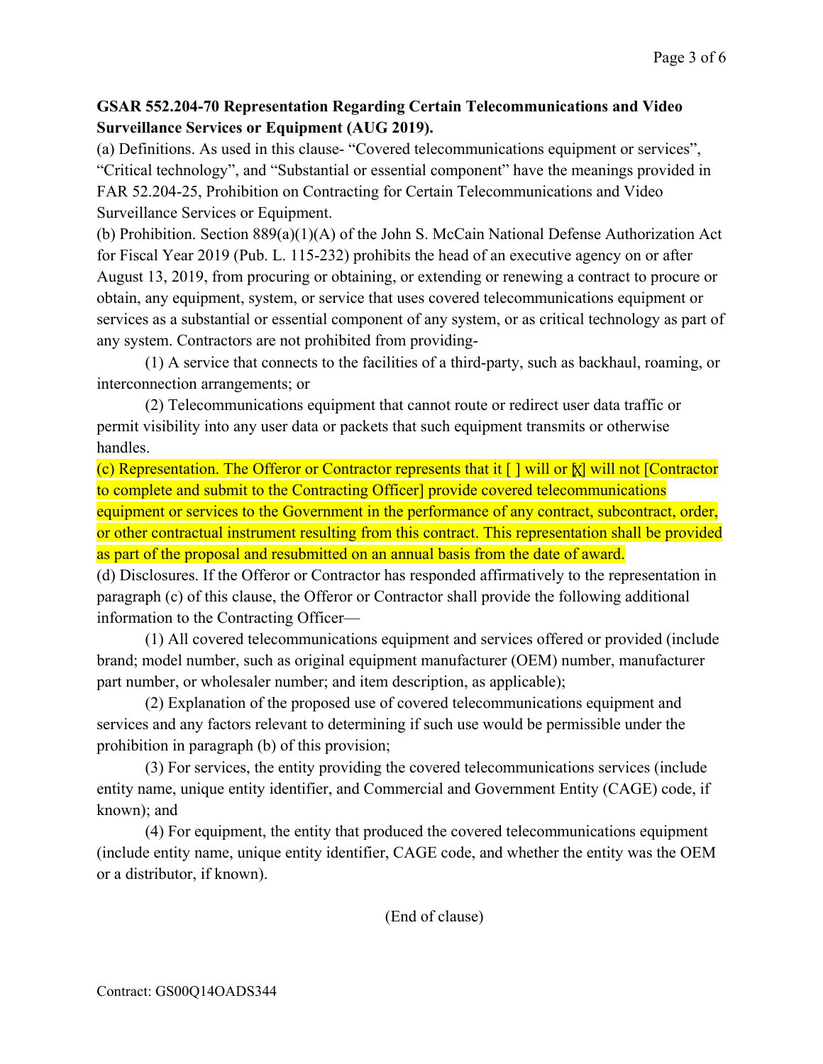**GSAR 552.204-70 Representation Regarding Certain Telecommunications and Video Surveillance Services or Equipment (AUG 2019).**

(a) Definitions. As used in this clause- "Covered telecommunications equipment or services", "Critical technology", and "Substantial or essential component" have the meanings provided in FAR 52.204-25, Prohibition on Contracting for Certain Telecommunications and Video Surveillance Services or Equipment.

(b) Prohibition. Section 889(a)(1)(A) of the John S. McCain National Defense Authorization Act for Fiscal Year 2019 (Pub. L. 115-232) prohibits the head of an executive agency on or after August 13, 2019, from procuring or obtaining, or extending or renewing a contract to procure or obtain, any equipment, system, or service that uses covered telecommunications equipment or services as a substantial or essential component of any system, or as critical technology as part of any system. Contractors are not prohibited from providing-

(1) A service that connects to the facilities of a third-party, such as backhaul, roaming, or interconnection arrangements; or

(2) Telecommunications equipment that cannot route or redirect user data traffic or permit visibility into any user data or packets that such equipment transmits or otherwise handles.

(c) Representation. The Offeror or Contractor represents that it [ ] will or [X] will not [Contractor to complete and submit to the Contracting Officer] provide covered telecommunications equipment or services to the Government in the performance of any contract, subcontract, order, or other contractual instrument resulting from this contract. This representation shall be provided as part of the proposal and resubmitted on an annual basis from the date of award.

(d) Disclosures. If the Offeror or Contractor has responded affirmatively to the representation in paragraph (c) of this clause, the Offeror or Contractor shall provide the following additional information to the Contracting Officer—

(1) All covered telecommunications equipment and services offered or provided (include brand; model number, such as original equipment manufacturer (OEM) number, manufacturer part number, or wholesaler number; and item description, as applicable);

(2) Explanation of the proposed use of covered telecommunications equipment and services and any factors relevant to determining if such use would be permissible under the prohibition in paragraph (b) of this provision;

(3) For services, the entity providing the covered telecommunications services (include entity name, unique entity identifier, and Commercial and Government Entity (CAGE) code, if known); and

(4) For equipment, the entity that produced the covered telecommunications equipment (include entity name, unique entity identifier, CAGE code, and whether the entity was the OEM or a distributor, if known).

(End of clause)

Contract: GS00Q14OADS344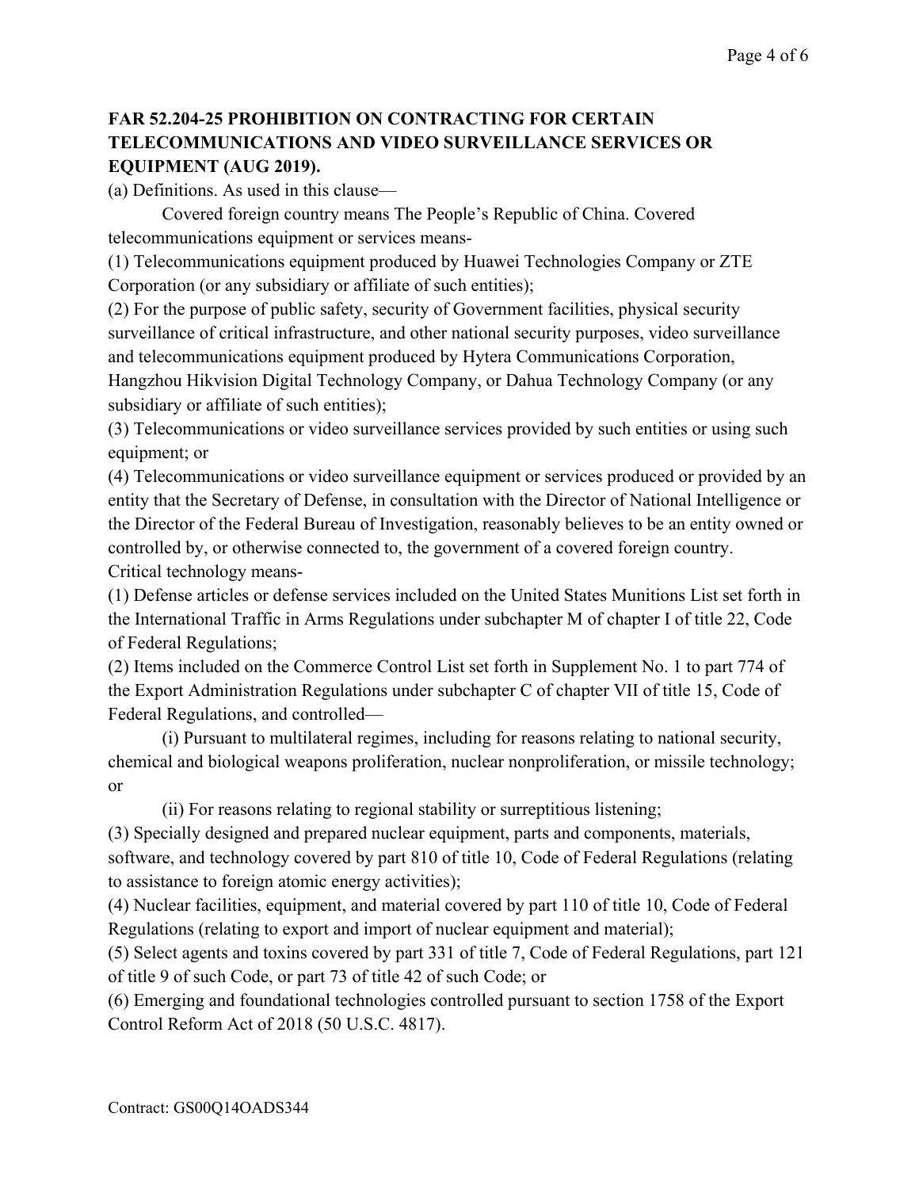**FAR 52.204-25 PROHIBITION ON CONTRACTING FOR CERTAIN TELECOMMUNICATIONS AND VIDEO SURVEILLANCE SERVICES OR EQUIPMENT (AUG 2019).**

(a) Definitions. As used in this clause—

Covered foreign country means The People's Republic of China. Covered telecommunications equipment or services means-

(1) Telecommunications equipment produced by Huawei Technologies Company or ZTE Corporation (or any subsidiary or affiliate of such entities);

(2) For the purpose of public safety, security of Government facilities, physical security surveillance of critical infrastructure, and other national security purposes, video surveillance and telecommunications equipment produced by Hytera Communications Corporation, Hangzhou Hikvision Digital Technology Company, or Dahua Technology Company (or any subsidiary or affiliate of such entities);

(3) Telecommunications or video surveillance services provided by such entities or using such equipment; or

(4) Telecommunications or video surveillance equipment or services produced or provided by an entity that the Secretary of Defense, in consultation with the Director of National Intelligence or the Director of the Federal Bureau of Investigation, reasonably believes to be an entity owned or controlled by, or otherwise connected to, the government of a covered foreign country.

Critical technology means-

(1) Defense articles or defense services included on the United States Munitions List set forth in the International Traffic in Arms Regulations under subchapter M of chapter I of title 22, Code of Federal Regulations;

(2) Items included on the Commerce Control List set forth in Supplement No. 1 to part 774 of the Export Administration Regulations under subchapter C of chapter VII of title 15, Code of Federal Regulations, and controlled—

(i) Pursuant to multilateral regimes, including for reasons relating to national security, chemical and biological weapons proliferation, nuclear nonproliferation, or missile technology; or

(ii) For reasons relating to regional stability or surreptitious listening;

(3) Specially designed and prepared nuclear equipment, parts and components, materials, software, and technology covered by part 810 of title 10, Code of Federal Regulations (relating to assistance to foreign atomic energy activities);

(4) Nuclear facilities, equipment, and material covered by part 110 of title 10, Code of Federal Regulations (relating to export and import of nuclear equipment and material);

(5) Select agents and toxins covered by part 331 of title 7, Code of Federal Regulations, part 121 of title 9 of such Code, or part 73 of title 42 of such Code; or

(6) Emerging and foundational technologies controlled pursuant to section 1758 of the Export Control Reform Act of 2018 (50 U.S.C. 4817).

Contract: GS00Q14OADS344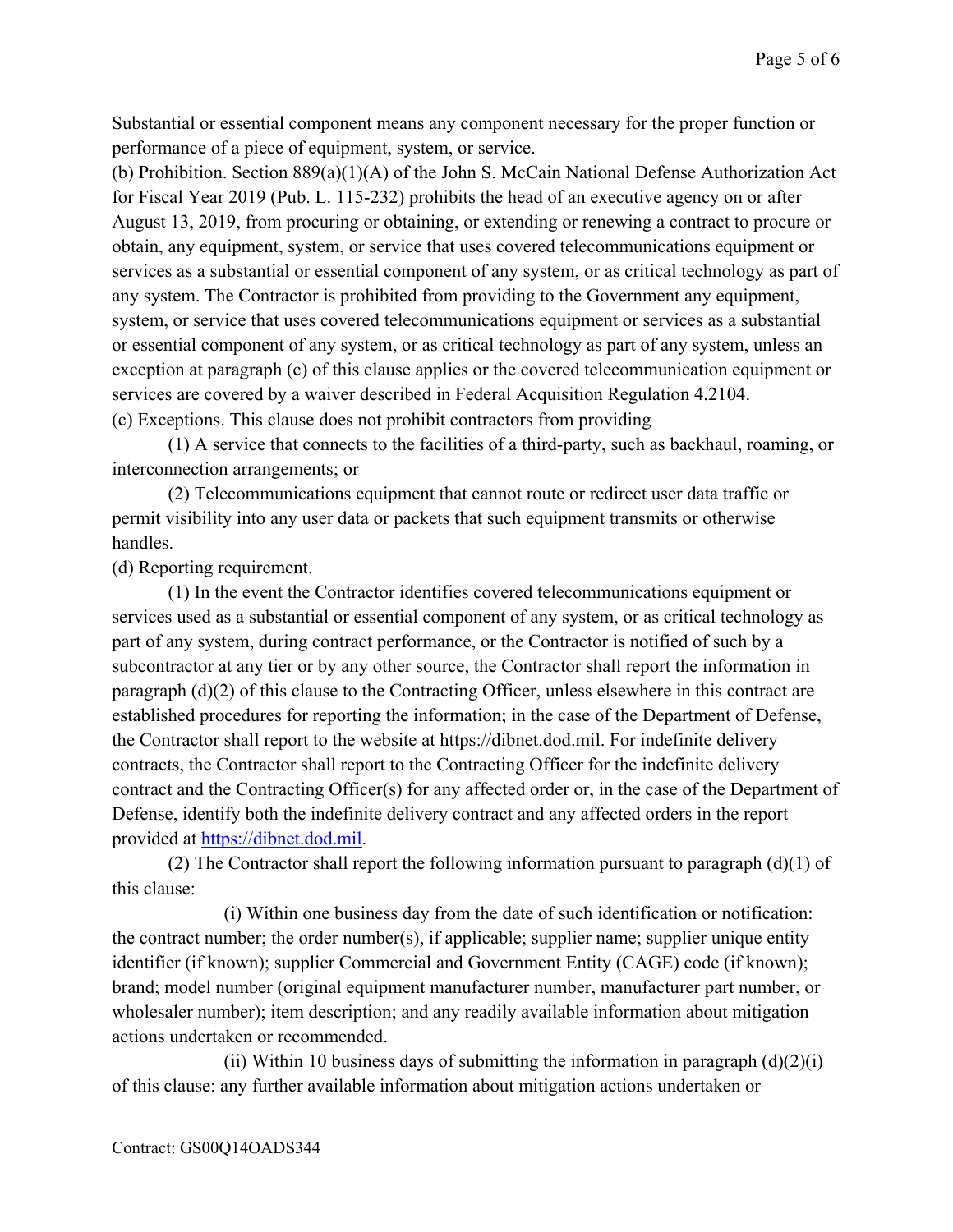Substantial or essential component means any component necessary for the proper function or performance of a piece of equipment, system, or service.

(b) Prohibition. Section 889(a)(1)(A) of the John S. McCain National Defense Authorization Act for Fiscal Year 2019 (Pub. L. 115-232) prohibits the head of an executive agency on or after August 13, 2019, from procuring or obtaining, or extending or renewing a contract to procure or obtain, any equipment, system, or service that uses covered telecommunications equipment or services as a substantial or essential component of any system, or as critical technology as part of any system. The Contractor is prohibited from providing to the Government any equipment, system, or service that uses covered telecommunications equipment or services as a substantial or essential component of any system, or as critical technology as part of any system, unless an exception at paragraph (c) of this clause applies or the covered telecommunication equipment or services are covered by a waiver described in Federal Acquisition Regulation 4.2104.

(c) Exceptions. This clause does not prohibit contractors from providing—

(1) A service that connects to the facilities of a third-party, such as backhaul, roaming, or interconnection arrangements; or

(2) Telecommunications equipment that cannot route or redirect user data traffic or permit visibility into any user data or packets that such equipment transmits or otherwise handles.

(d) Reporting requirement.

(1) In the event the Contractor identifies covered telecommunications equipment or services used as a substantial or essential component of any system, or as critical technology as part of any system, during contract performance, or the Contractor is notified of such by a subcontractor at any tier or by any other source, the Contractor shall report the information in paragraph (d)(2) of this clause to the Contracting Officer, unless elsewhere in this contract are established procedures for reporting the information; in the case of the Department of Defense, the Contractor shall report to the website at https://dibnet.dod.mil. For indefinite delivery contracts, the Contractor shall report to the Contracting Officer for the indefinite delivery contract and the Contracting Officer(s) for any affected order or, in the case of the Department of Defense, identify both the indefinite delivery contract and any affected orders in the report provided at [https://dibnet.dod.mil](https://dibnet.dod.mil).

(2) The Contractor shall report the following information pursuant to paragraph (d)(1) of this clause:

(i) Within one business day from the date of such identification or notification: the contract number; the order number(s), if applicable; supplier name; supplier unique entity identifier (if known); supplier Commercial and Government Entity (CAGE) code (if known); brand; model number (original equipment manufacturer number, manufacturer part number, or wholesaler number); item description; and any readily available information about mitigation actions undertaken or recommended.

(ii) Within 10 business days of submitting the information in paragraph (d)(2)(i) of this clause: any further available information about mitigation actions undertaken or

Contract: GS00Q14OADS344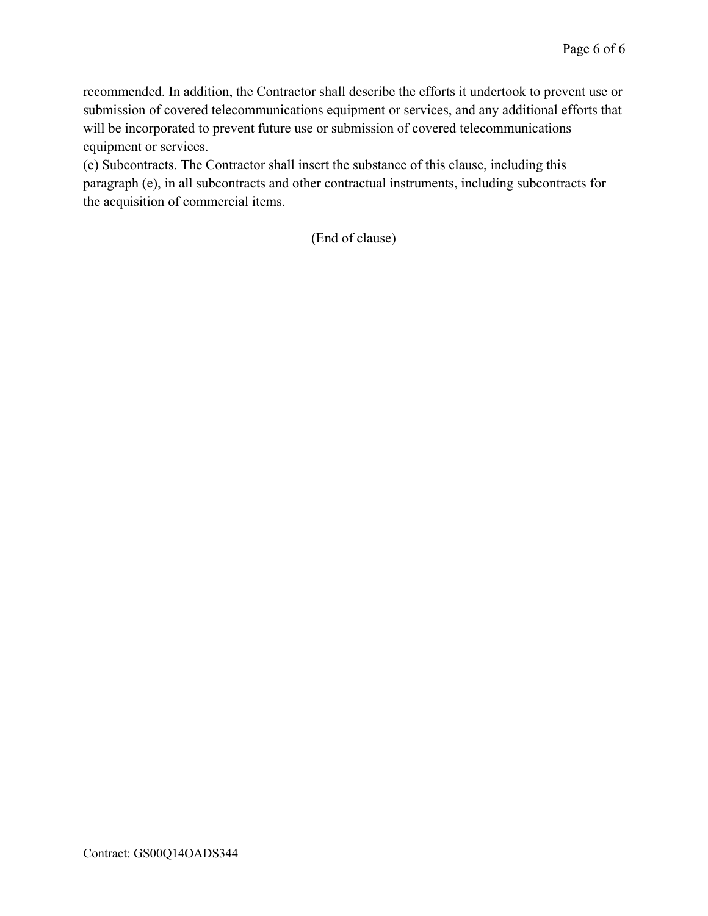recommended. In addition, the Contractor shall describe the efforts it undertook to prevent use or submission of covered telecommunications equipment or services, and any additional efforts that will be incorporated to prevent future use or submission of covered telecommunications equipment or services.

(e) Subcontracts. The Contractor shall insert the substance of this clause, including this paragraph (e), in all subcontracts and other contractual instruments, including subcontracts for the acquisition of commercial items.

(End of clause)

Contract: GS00Q14OADS344